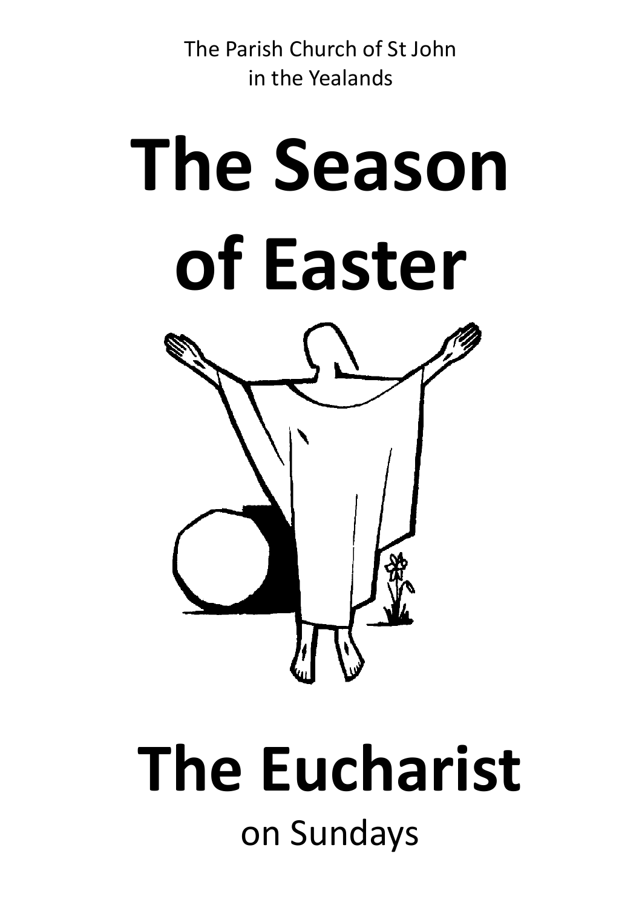The Parish Church of St John
in the Yealands

# The Season of Easter

# The Eucharist

on Sundays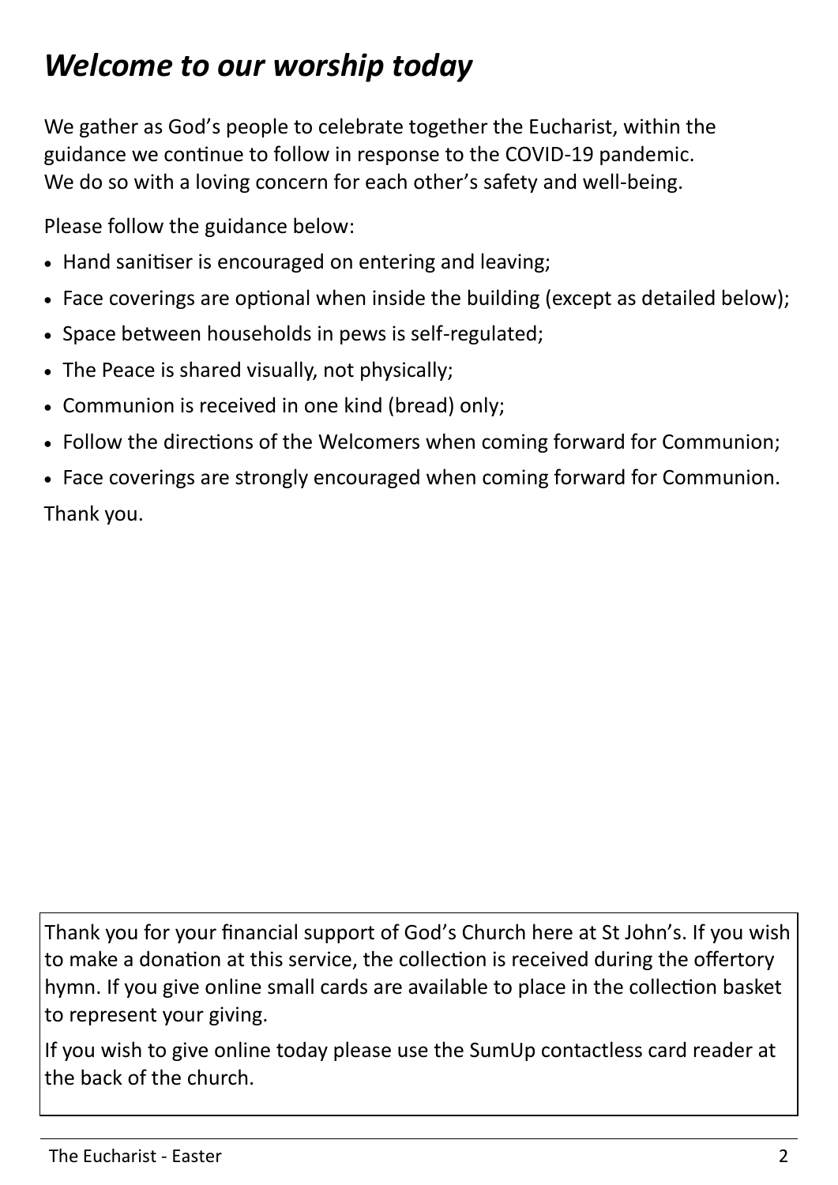# *Welcome to our worship today*

We gather as God's people to celebrate together the Eucharist, within the guidance we continue to follow in response to the COVID-19 pandemic. We do so with a loving concern for each other's safety and well-being.

Please follow the guidance below:

- Hand sanitiser is encouraged on entering and leaving;
- Face coverings are optional when inside the building (except as detailed below);
- Space between households in pews is self-regulated;
- The Peace is shared visually, not physically;
- Communion is received in one kind (bread) only;
- Follow the directions of the Welcomers when coming forward for Communion;
- Face coverings are strongly encouraged when coming forward for Communion.

Thank you.

Thank you for your financial support of God's Church here at St John's. If you wish to make a donation at this service, the collection is received during the offertory hymn. If you give online small cards are available to place in the collection basket to represent your giving.

If you wish to give online today please use the SumUp contactless card reader at the back of the church.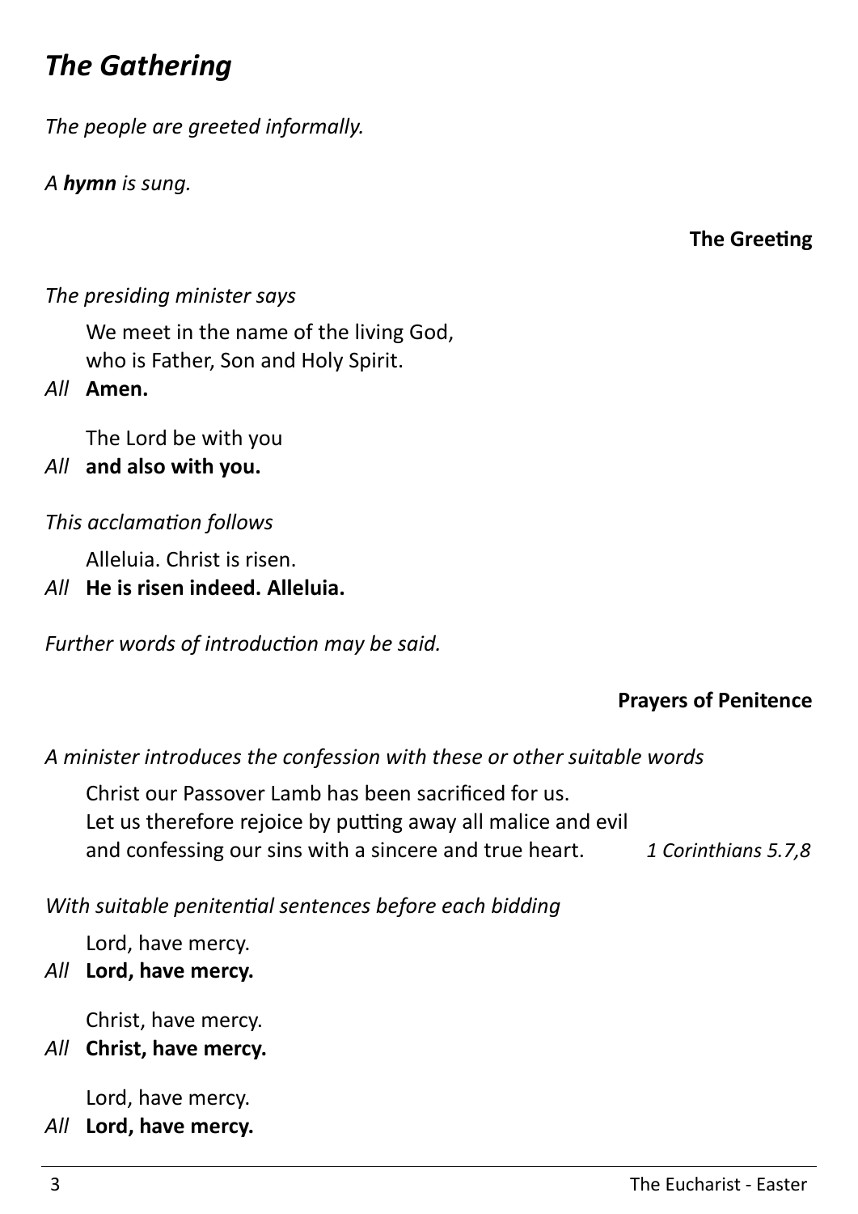# *The Gathering*

*The people are greeted informally.*

*A **hymn** is sung.*

**The Greeting**

*The presiding minister says*

We meet in the name of the living God,
who is Father, Son and Holy Spirit.

*All* **Amen.**

The Lord be with you

*All* **and also with you.**

*This acclamation follows*

Alleluia. Christ is risen.

*All* **He is risen indeed. Alleluia.**

*Further words of introduction may be said.*

**Prayers of Penitence**

*A minister introduces the confession with these or other suitable words*

Christ our Passover Lamb has been sacrificed for us.
Let us therefore rejoice by putting away all malice and evil
and confessing our sins with a sincere and true heart. *1 Corinthians 5.7,8*

*With suitable penitential sentences before each bidding*

Lord, have mercy.

*All* **Lord, have mercy.**

Christ, have mercy.

*All* **Christ, have mercy.**

Lord, have mercy.

*All* **Lord, have mercy.**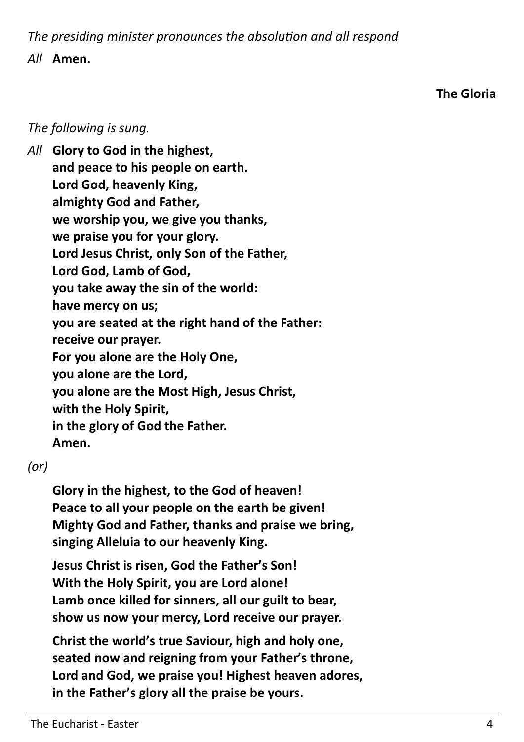*The presiding minister pronounces the absolution and all respond*

*All* **Amen.**

## The Gloria

*The following is sung.*

*All* **Glory to God in the highest,**
**and peace to his people on earth.**
**Lord God, heavenly King,**
**almighty God and Father,**
**we worship you, we give you thanks,**
**we praise you for your glory.**
**Lord Jesus Christ, only Son of the Father,**
**Lord God, Lamb of God,**
**you take away the sin of the world:**
**have mercy on us;**
**you are seated at the right hand of the Father:**
**receive our prayer.**
**For you alone are the Holy One,**
**you alone are the Lord,**
**you alone are the Most High, Jesus Christ,**
**with the Holy Spirit,**
**in the glory of God the Father.**
**Amen.**

*(or)*

**Glory in the highest, to the God of heaven!**
**Peace to all your people on the earth be given!**
**Mighty God and Father, thanks and praise we bring,**
**singing Alleluia to our heavenly King.**

**Jesus Christ is risen, God the Father's Son!**
**With the Holy Spirit, you are Lord alone!**
**Lamb once killed for sinners, all our guilt to bear,**
**show us now your mercy, Lord receive our prayer.**

**Christ the world's true Saviour, high and holy one,**
**seated now and reigning from your Father's throne,**
**Lord and God, we praise you! Highest heaven adores,**
**in the Father's glory all the praise be yours.**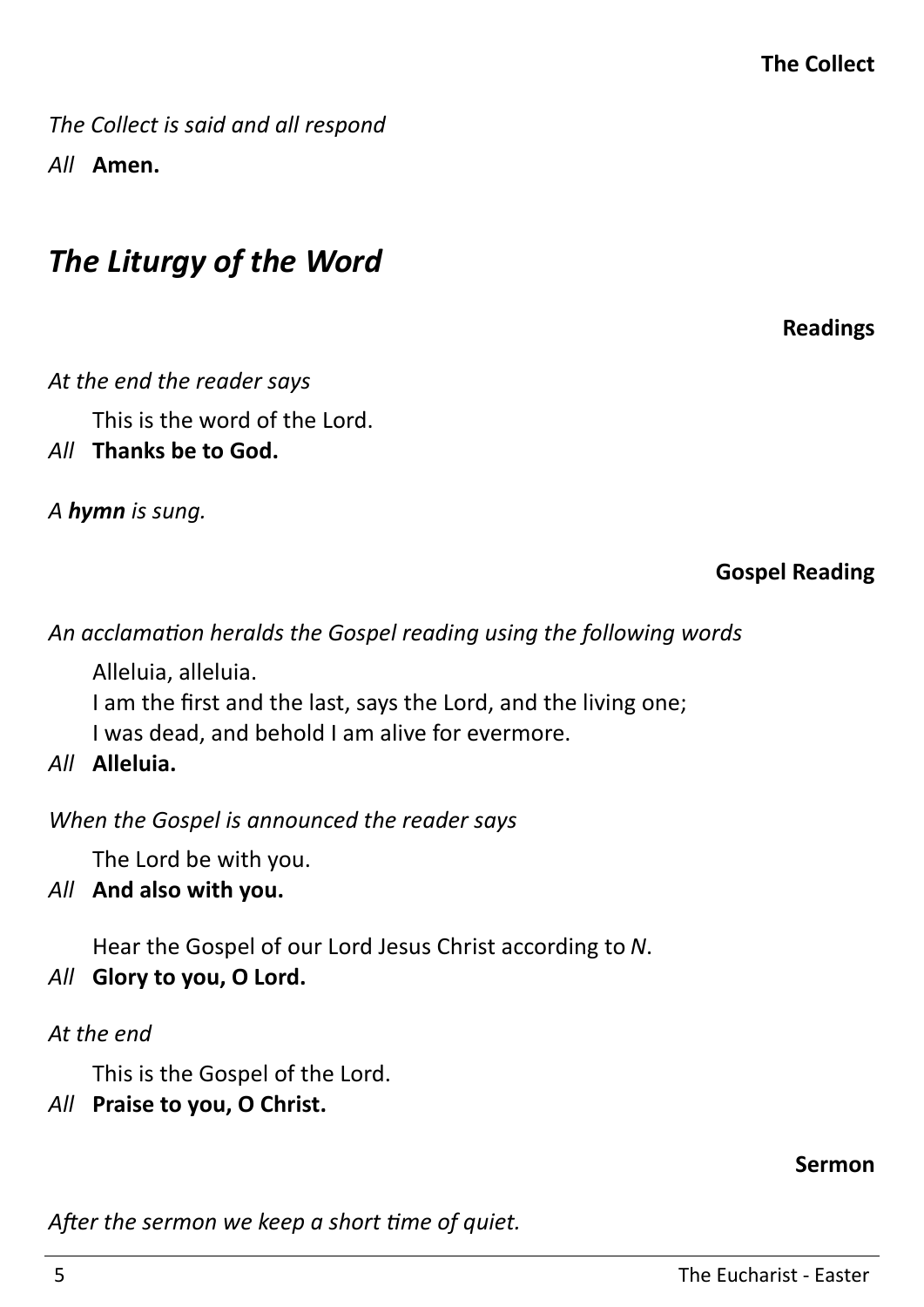**The Collect**

*The Collect is said and all respond*

*All* **Amen.**

## *The Liturgy of the Word*

**Readings**

*At the end the reader says*

This is the word of the Lord.

*All* **Thanks be to God.**

*A* ***hymn*** *is sung.*

**Gospel Reading**

*An acclamation heralds the Gospel reading using the following words*

Alleluia, alleluia.
I am the first and the last, says the Lord, and the living one;
I was dead, and behold I am alive for evermore.

*All* **Alleluia.**

*When the Gospel is announced the reader says*

The Lord be with you.

*All* **And also with you.**

Hear the Gospel of our Lord Jesus Christ according to *N*.

*All* **Glory to you, O Lord.**

*At the end*

This is the Gospel of the Lord.

*All* **Praise to you, O Christ.**

**Sermon**

*After the sermon we keep a short time of quiet.*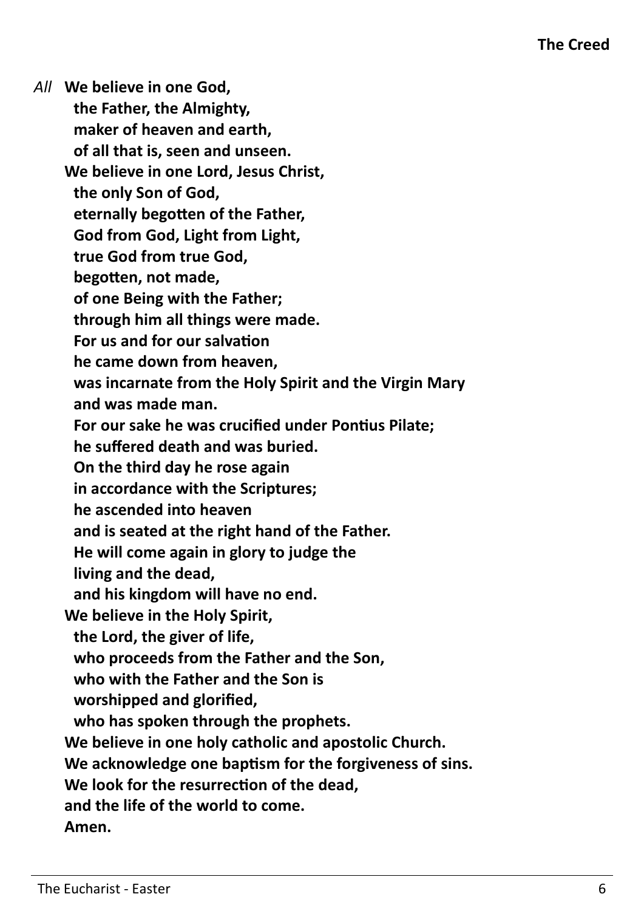## The Creed

*All* **We believe in one God,**
**the Father, the Almighty,**
**maker of heaven and earth,**
**of all that is, seen and unseen.**
**We believe in one Lord, Jesus Christ,**
**the only Son of God,**
**eternally begotten of the Father,**
**God from God, Light from Light,**
**true God from true God,**
**begotten, not made,**
**of one Being with the Father;**
**through him all things were made.**
**For us and for our salvation**
**he came down from heaven,**
**was incarnate from the Holy Spirit and the Virgin Mary**
**and was made man.**
**For our sake he was crucified under Pontius Pilate;**
**he suffered death and was buried.**
**On the third day he rose again**
**in accordance with the Scriptures;**
**he ascended into heaven**
**and is seated at the right hand of the Father.**
**He will come again in glory to judge the**
**living and the dead,**
**and his kingdom will have no end.**
**We believe in the Holy Spirit,**
**the Lord, the giver of life,**
**who proceeds from the Father and the Son,**
**who with the Father and the Son is**
**worshipped and glorified,**
**who has spoken through the prophets.**
**We believe in one holy catholic and apostolic Church.**
**We acknowledge one baptism for the forgiveness of sins.**
**We look for the resurrection of the dead,**
**and the life of the world to come.**
**Amen.**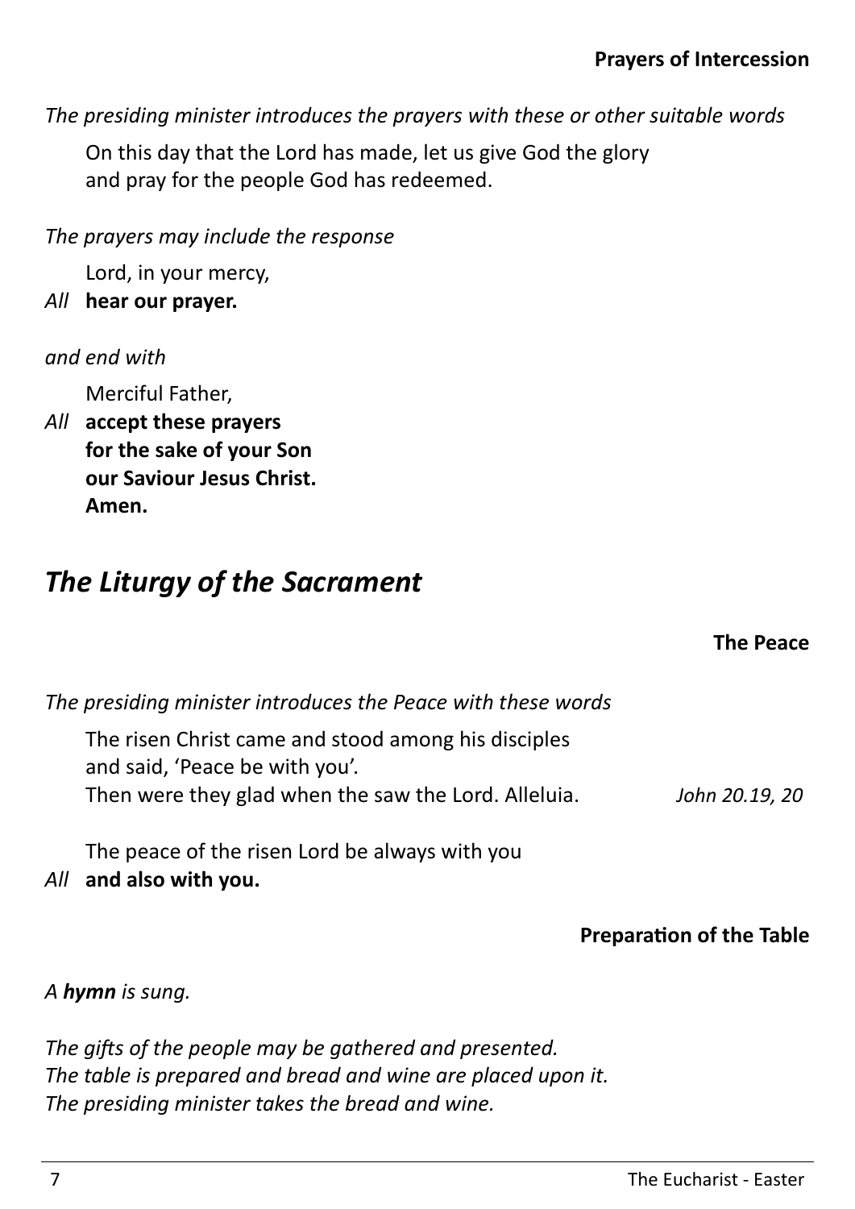### Prayers of Intercession

*The presiding minister introduces the prayers with these or other suitable words*

On this day that the Lord has made, let us give God the glory
and pray for the people God has redeemed.

*The prayers may include the response*

Lord, in your mercy,
*All* **hear our prayer.**

*and end with*

Merciful Father,
*All* **accept these prayers**
**for the sake of your Son**
**our Saviour Jesus Christ.**
**Amen.**

## *The Liturgy of the Sacrament*

### The Peace

*The presiding minister introduces the Peace with these words*

The risen Christ came and stood among his disciples
and said, 'Peace be with you'.
Then were they glad when the saw the Lord. Alleluia. *John 20.19, 20*

The peace of the risen Lord be always with you
*All* **and also with you.**

### Preparation of the Table

*A* ***hymn*** *is sung.*

*The gifts of the people may be gathered and presented.*
*The table is prepared and bread and wine are placed upon it.*
*The presiding minister takes the bread and wine.*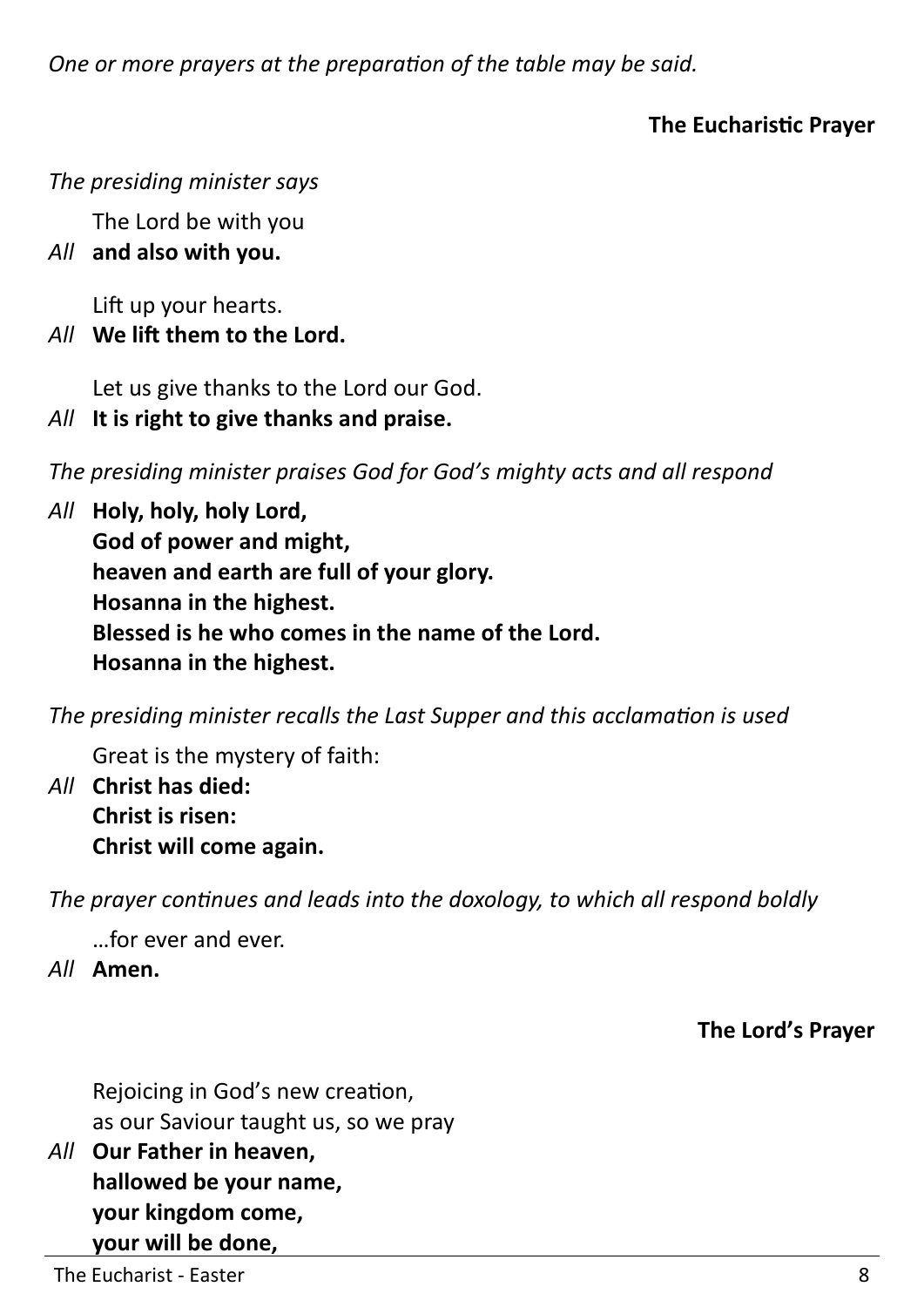*One or more prayers at the preparation of the table may be said.*

## The Eucharistic Prayer

*The presiding minister says*

The Lord be with you

*All* **and also with you.**

Lift up your hearts.

*All* **We lift them to the Lord.**

Let us give thanks to the Lord our God.

*All* **It is right to give thanks and praise.**

*The presiding minister praises God for God's mighty acts and all respond*

*All* **Holy, holy, holy Lord,**
**God of power and might,**
**heaven and earth are full of your glory.**
**Hosanna in the highest.**
**Blessed is he who comes in the name of the Lord.**
**Hosanna in the highest.**

*The presiding minister recalls the Last Supper and this acclamation is used*

Great is the mystery of faith:

*All* **Christ has died:**
**Christ is risen:**
**Christ will come again.**

*The prayer continues and leads into the doxology, to which all respond boldly*

…for ever and ever.

*All* **Amen.**

## The Lord's Prayer

Rejoicing in God's new creation,
as our Saviour taught us, so we pray

*All* **Our Father in heaven,**
**hallowed be your name,**
**your kingdom come,**
**your will be done,**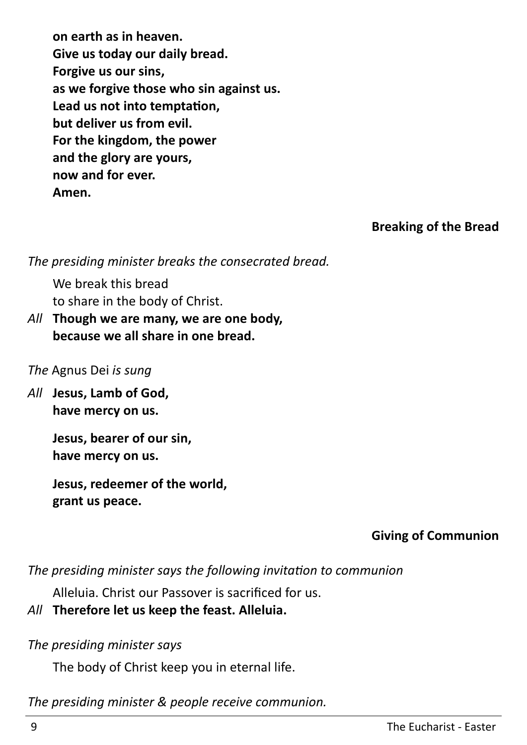**on earth as in heaven.**
**Give us today our daily bread.**
**Forgive us our sins,**
**as we forgive those who sin against us.**
**Lead us not into temptation,**
**but deliver us from evil.**
**For the kingdom, the power**
**and the glory are yours,**
**now and for ever.**
**Amen.**

### Breaking of the Bread

*The presiding minister breaks the consecrated bread.*

We break this bread
to share in the body of Christ.

*All* **Though we are many, we are one body,**
**because we all share in one bread.**

*The* Agnus Dei *is sung*

*All* **Jesus, Lamb of God,**
**have mercy on us.**

**Jesus, bearer of our sin,**
**have mercy on us.**

**Jesus, redeemer of the world,**
**grant us peace.**

### Giving of Communion

*The presiding minister says the following invitation to communion*

Alleluia. Christ our Passover is sacrificed for us.

*All* **Therefore let us keep the feast. Alleluia.**

*The presiding minister says*

The body of Christ keep you in eternal life.

*The presiding minister & people receive communion.*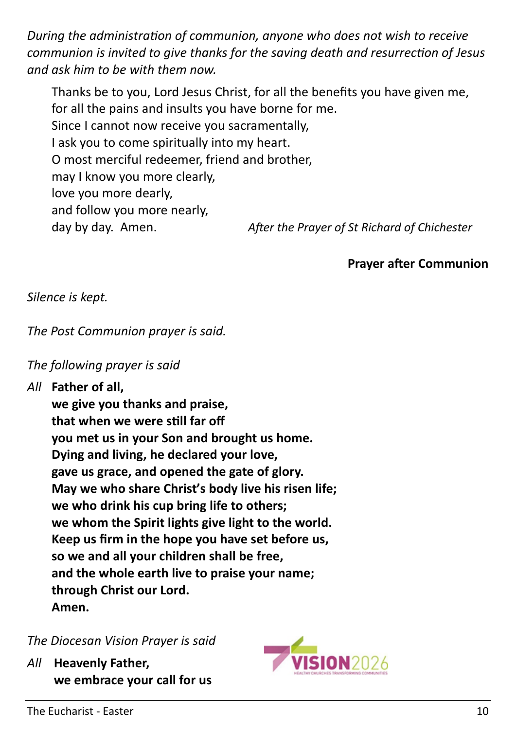*During the administration of communion, anyone who does not wish to receive communion is invited to give thanks for the saving death and resurrection of Jesus and ask him to be with them now.*

Thanks be to you, Lord Jesus Christ, for all the benefits you have given me,
for all the pains and insults you have borne for me.
Since I cannot now receive you sacramentally,
I ask you to come spiritually into my heart.
O most merciful redeemer, friend and brother,
may I know you more clearly,
love you more dearly,
and follow you more nearly,
day by day. Amen. *After the Prayer of St Richard of Chichester*

## Prayer after Communion

*Silence is kept.*

*The Post Communion prayer is said.*

*The following prayer is said*

*All* **Father of all,
we give you thanks and praise,
that when we were still far off
you met us in your Son and brought us home.
Dying and living, he declared your love,
gave us grace, and opened the gate of glory.
May we who share Christ's body live his risen life;
we who drink his cup bring life to others;
we whom the Spirit lights give light to the world.
Keep us firm in the hope you have set before us,
so we and all your children shall be free,
and the whole earth live to praise your name;
through Christ our Lord.
Amen.**

*The Diocesan Vision Prayer is said*

VISION2026 HEALTHY CHURCHES TRANSFORMING COMMUNITIES

*All* **Heavenly Father,
we embrace your call for us**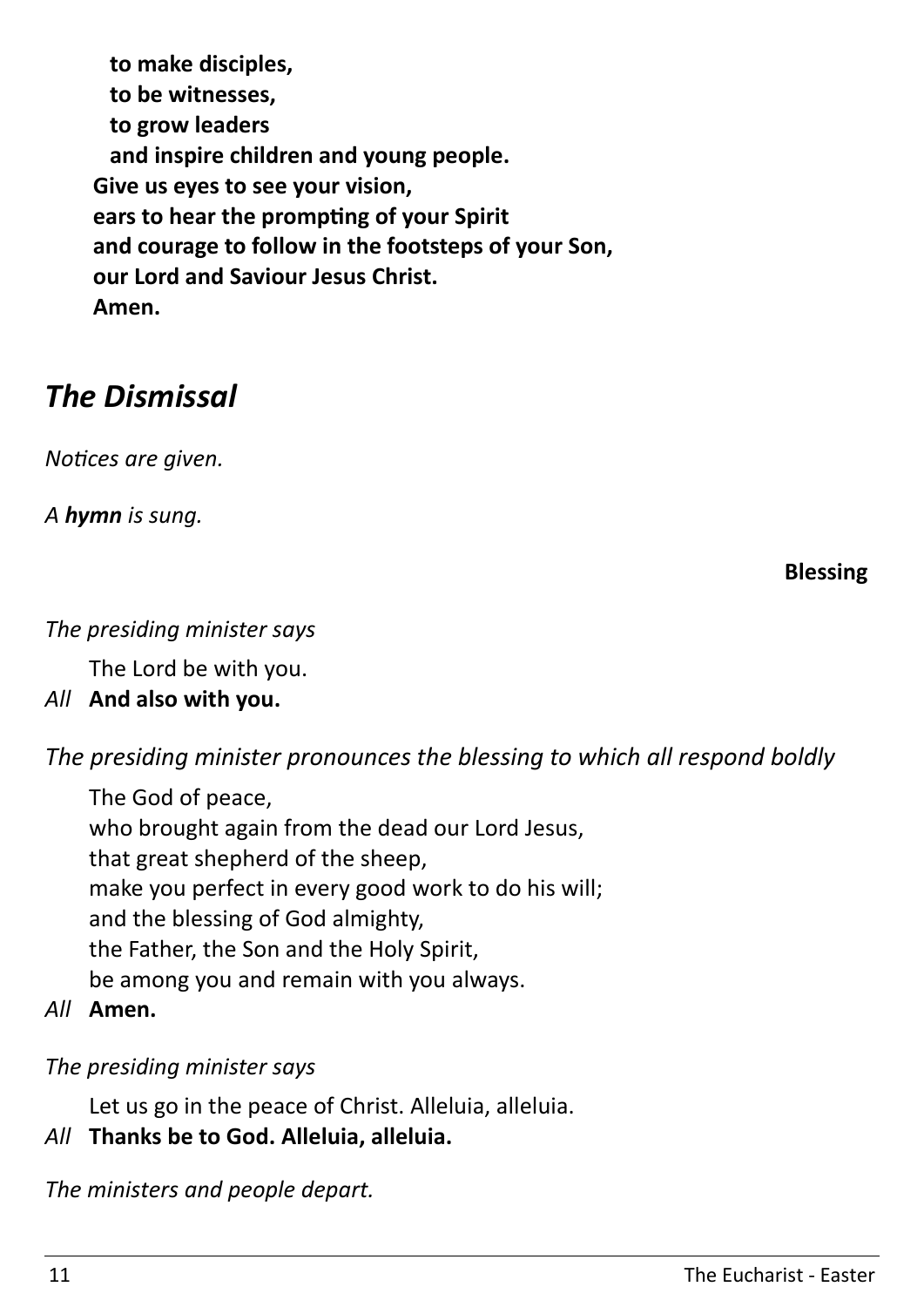**to make disciples,**
**to be witnesses,**
**to grow leaders**
**and inspire children and young people.**
**Give us eyes to see your vision,**
**ears to hear the prompting of your Spirit**
**and courage to follow in the footsteps of your Son,**
**our Lord and Saviour Jesus Christ.**
**Amen.**

## *The Dismissal*

*Notices are given.*

*A* ***hymn*** *is sung.*

**Blessing**

*The presiding minister says*

The Lord be with you.
*All* **And also with you.**

*The presiding minister pronounces the blessing to which all respond boldly*

The God of peace,
who brought again from the dead our Lord Jesus,
that great shepherd of the sheep,
make you perfect in every good work to do his will;
and the blessing of God almighty,
the Father, the Son and the Holy Spirit,
be among you and remain with you always.
*All* **Amen.**

*The presiding minister says*

Let us go in the peace of Christ. Alleluia, alleluia.
*All* **Thanks be to God. Alleluia, alleluia.**

*The ministers and people depart.*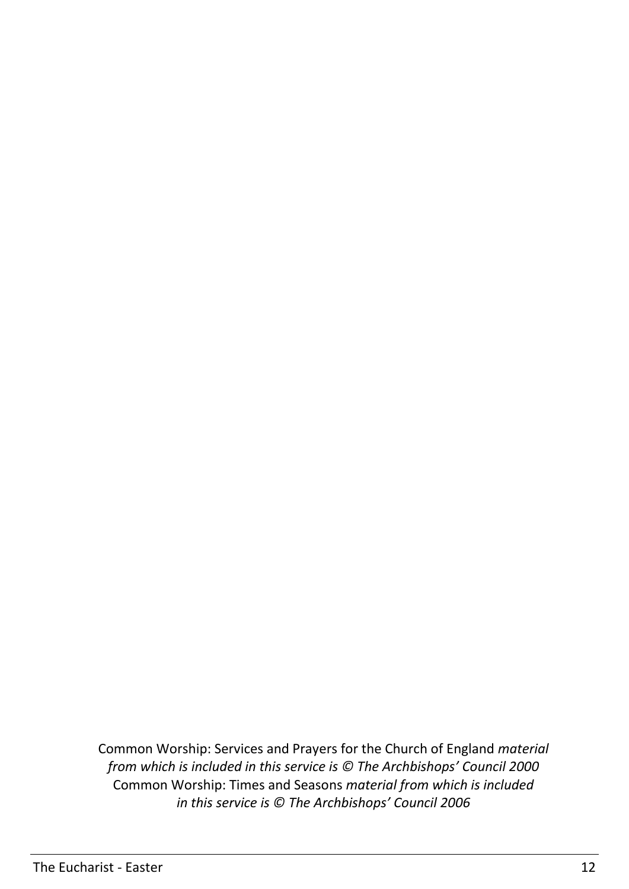Common Worship: Services and Prayers for the Church of England *material from which is included in this service is © The Archbishops' Council 2000*
Common Worship: Times and Seasons *material from which is included in this service is © The Archbishops' Council 2006*